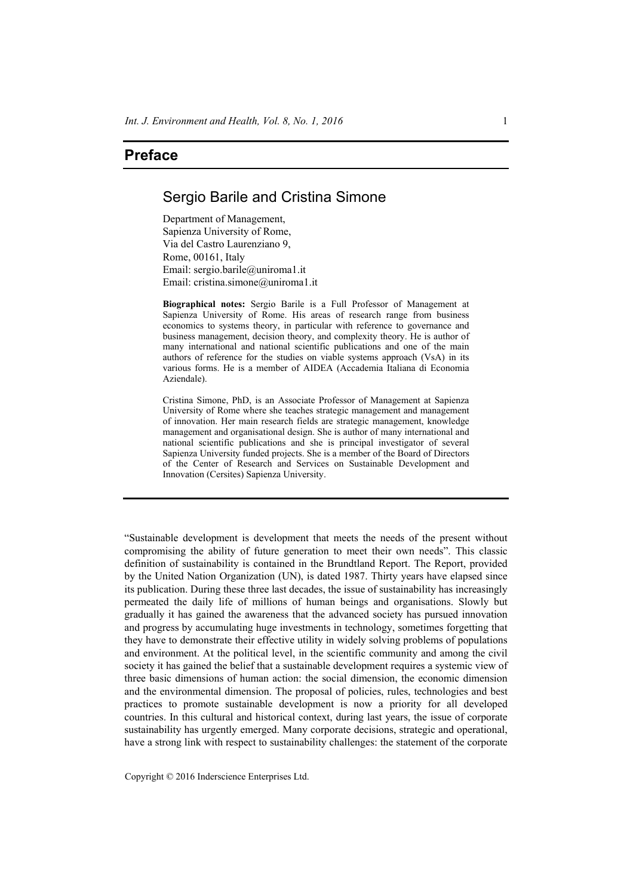# Preface

## Sergio Barile and Cristina Simone

Department of Management,
Sapienza University of Rome,
Via del Castro Laurenziano 9,
Rome, 00161, Italy
Email: sergio.barile@uniroma1.it
Email: cristina.simone@uniroma1.it

**Biographical notes:** Sergio Barile is a Full Professor of Management at Sapienza University of Rome. His areas of research range from business economics to systems theory, in particular with reference to governance and business management, decision theory, and complexity theory. He is author of many international and national scientific publications and one of the main authors of reference for the studies on viable systems approach (VsA) in its various forms. He is a member of AIDEA (Accademia Italiana di Economia Aziendale).

Cristina Simone, PhD, is an Associate Professor of Management at Sapienza University of Rome where she teaches strategic management and management of innovation. Her main research fields are strategic management, knowledge management and organisational design. She is author of many international and national scientific publications and she is principal investigator of several Sapienza University funded projects. She is a member of the Board of Directors of the Center of Research and Services on Sustainable Development and Innovation (Cersites) Sapienza University.

---

"Sustainable development is development that meets the needs of the present without compromising the ability of future generation to meet their own needs". This classic definition of sustainability is contained in the Brundtland Report. The Report, provided by the United Nation Organization (UN), is dated 1987. Thirty years have elapsed since its publication. During these three last decades, the issue of sustainability has increasingly permeated the daily life of millions of human beings and organisations. Slowly but gradually it has gained the awareness that the advanced society has pursued innovation and progress by accumulating huge investments in technology, sometimes forgetting that they have to demonstrate their effective utility in widely solving problems of populations and environment. At the political level, in the scientific community and among the civil society it has gained the belief that a sustainable development requires a systemic view of three basic dimensions of human action: the social dimension, the economic dimension and the environmental dimension. The proposal of policies, rules, technologies and best practices to promote sustainable development is now a priority for all developed countries. In this cultural and historical context, during last years, the issue of corporate sustainability has urgently emerged. Many corporate decisions, strategic and operational, have a strong link with respect to sustainability challenges: the statement of the corporate

Copyright © 2016 Inderscience Enterprises Ltd.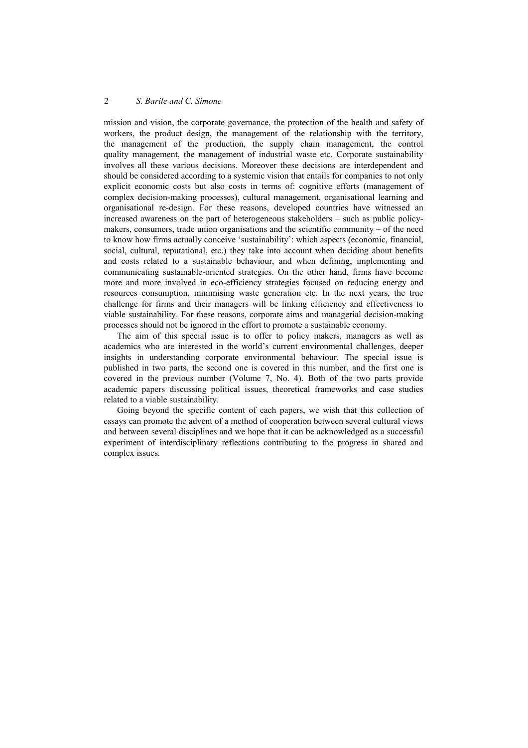mission and vision, the corporate governance, the protection of the health and safety of workers, the product design, the management of the relationship with the territory, the management of the production, the supply chain management, the control quality management, the management of industrial waste etc. Corporate sustainability involves all these various decisions. Moreover these decisions are interdependent and should be considered according to a systemic vision that entails for companies to not only explicit economic costs but also costs in terms of: cognitive efforts (management of complex decision-making processes), cultural management, organisational learning and organisational re-design. For these reasons, developed countries have witnessed an increased awareness on the part of heterogeneous stakeholders – such as public policy-makers, consumers, trade union organisations and the scientific community – of the need to know how firms actually conceive 'sustainability': which aspects (economic, financial, social, cultural, reputational, etc.) they take into account when deciding about benefits and costs related to a sustainable behaviour, and when defining, implementing and communicating sustainable-oriented strategies. On the other hand, firms have become more and more involved in eco-efficiency strategies focused on reducing energy and resources consumption, minimising waste generation etc. In the next years, the true challenge for firms and their managers will be linking efficiency and effectiveness to viable sustainability. For these reasons, corporate aims and managerial decision-making processes should not be ignored in the effort to promote a sustainable economy.

The aim of this special issue is to offer to policy makers, managers as well as academics who are interested in the world's current environmental challenges, deeper insights in understanding corporate environmental behaviour. The special issue is published in two parts, the second one is covered in this number, and the first one is covered in the previous number (Volume 7, No. 4). Both of the two parts provide academic papers discussing political issues, theoretical frameworks and case studies related to a viable sustainability.

Going beyond the specific content of each papers, we wish that this collection of essays can promote the advent of a method of cooperation between several cultural views and between several disciplines and we hope that it can be acknowledged as a successful experiment of interdisciplinary reflections contributing to the progress in shared and complex issues.